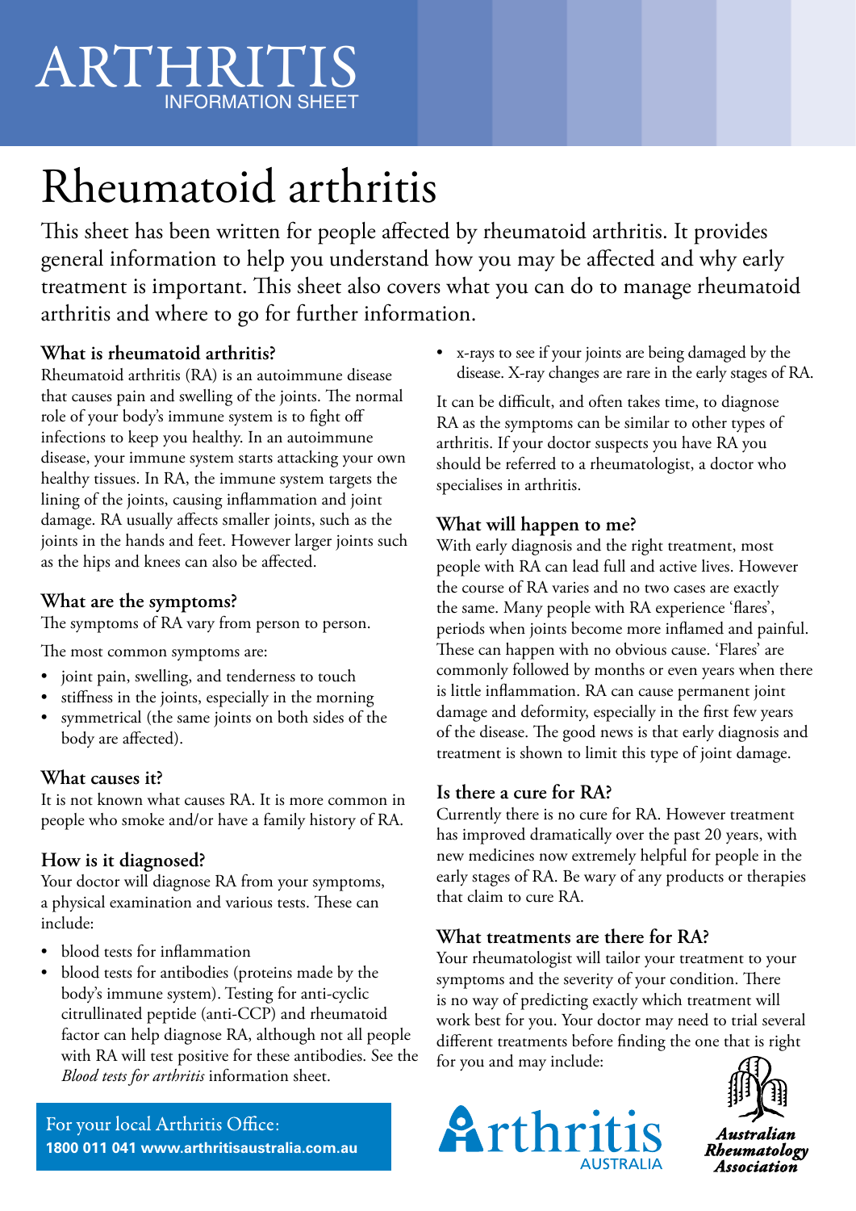ARTHRITIS INFORMATION SHEET

# Rheumatoid arthritis

This sheet has been written for people affected by rheumatoid arthritis. It provides general information to help you understand how you may be affected and why early treatment is important. This sheet also covers what you can do to manage rheumatoid arthritis and where to go for further information.

## What is rheumatoid arthritis?

Rheumatoid arthritis (RA) is an autoimmune disease that causes pain and swelling of the joints. The normal role of your body's immune system is to fight off infections to keep you healthy. In an autoimmune disease, your immune system starts attacking your own healthy tissues. In RA, the immune system targets the lining of the joints, causing inflammation and joint damage. RA usually affects smaller joints, such as the joints in the hands and feet. However larger joints such as the hips and knees can also be affected.

## What are the symptoms?

The symptoms of RA vary from person to person.

The most common symptoms are:

- joint pain, swelling, and tenderness to touch
- stiffness in the joints, especially in the morning
- symmetrical (the same joints on both sides of the body are affected).

## What causes it?

It is not known what causes RA. It is more common in people who smoke and/or have a family history of RA.

## How is it diagnosed?

Your doctor will diagnose RA from your symptoms, a physical examination and various tests. These can include:

- blood tests for inflammation
- blood tests for antibodies (proteins made by the body's immune system). Testing for anti-cyclic citrullinated peptide (anti-CCP) and rheumatoid factor can help diagnose RA, although not all people with RA will test positive for these antibodies. See the *Blood tests for arthritis* information sheet.
- x-rays to see if your joints are being damaged by the disease. X-ray changes are rare in the early stages of RA.

It can be difficult, and often takes time, to diagnose RA as the symptoms can be similar to other types of arthritis. If your doctor suspects you have RA you should be referred to a rheumatologist, a doctor who specialises in arthritis.

## What will happen to me?

With early diagnosis and the right treatment, most people with RA can lead full and active lives. However the course of RA varies and no two cases are exactly the same. Many people with RA experience 'flares', periods when joints become more inflamed and painful. These can happen with no obvious cause. 'Flares' are commonly followed by months or even years when there is little inflammation. RA can cause permanent joint damage and deformity, especially in the first few years of the disease. The good news is that early diagnosis and treatment is shown to limit this type of joint damage.

## Is there a cure for RA?

Currently there is no cure for RA. However treatment has improved dramatically over the past 20 years, with new medicines now extremely helpful for people in the early stages of RA. Be wary of any products or therapies that claim to cure RA.

## What treatments are there for RA?

Your rheumatologist will tailor your treatment to your symptoms and the severity of your condition. There is no way of predicting exactly which treatment will work best for you. Your doctor may need to trial several different treatments before finding the one that is right for you and may include:

For your local Arthritis Office:
**1800 011 041 www.arthritisaustralia.com.au**

Arthritis Australia

Australian Rheumatology Association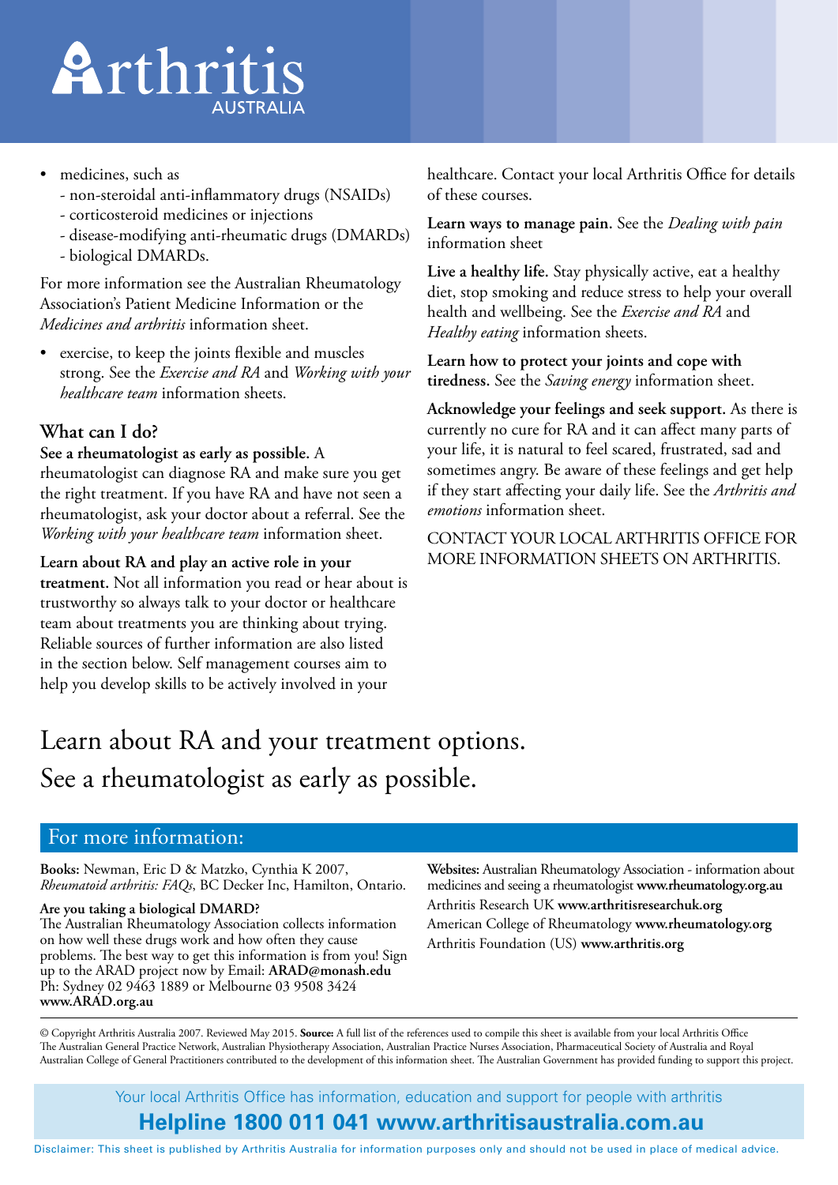- medicines, such as
  - non-steroidal anti-inflammatory drugs (NSAIDs)
  - corticosteroid medicines or injections
  - disease-modifying anti-rheumatic drugs (DMARDs)
  - biological DMARDs.

For more information see the Australian Rheumatology Association's Patient Medicine Information or the *Medicines and arthritis* information sheet.

- exercise, to keep the joints flexible and muscles strong. See the *Exercise and RA* and *Working with your healthcare team* information sheets.

## What can I do?

**See a rheumatologist as early as possible.** A rheumatologist can diagnose RA and make sure you get the right treatment. If you have RA and have not seen a rheumatologist, ask your doctor about a referral. See the *Working with your healthcare team* information sheet.

**Learn about RA and play an active role in your treatment.** Not all information you read or hear about is trustworthy so always talk to your doctor or healthcare team about treatments you are thinking about trying. Reliable sources of further information are also listed in the section below. Self management courses aim to help you develop skills to be actively involved in your healthcare. Contact your local Arthritis Office for details of these courses.

**Learn ways to manage pain.** See the *Dealing with pain* information sheet

**Live a healthy life.** Stay physically active, eat a healthy diet, stop smoking and reduce stress to help your overall health and wellbeing. See the *Exercise and RA* and *Healthy eating* information sheets.

**Learn how to protect your joints and cope with tiredness.** See the *Saving energy* information sheet.

**Acknowledge your feelings and seek support.** As there is currently no cure for RA and it can affect many parts of your life, it is natural to feel scared, frustrated, sad and sometimes angry. Be aware of these feelings and get help if they start affecting your daily life. See the *Arthritis and emotions* information sheet.

CONTACT YOUR LOCAL ARTHRITIS OFFICE FOR MORE INFORMATION SHEETS ON ARTHRITIS.

Learn about RA and your treatment options.
See a rheumatologist as early as possible.

## For more information:

**Books:** Newman, Eric D & Matzko, Cynthia K 2007, *Rheumatoid arthritis: FAQs*, BC Decker Inc, Hamilton, Ontario.

**Are you taking a biological DMARD?**
The Australian Rheumatology Association collects information on how well these drugs work and how often they cause problems. The best way to get this information is from you! Sign up to the ARAD project now by Email: **ARAD@monash.edu**
Ph: Sydney 02 9463 1889 or Melbourne 03 9508 3424
**www.ARAD.org.au**

**Websites:** Australian Rheumatology Association - information about medicines and seeing a rheumatologist **www.rheumatology.org.au**
Arthritis Research UK **www.arthritisresearchuk.org**
American College of Rheumatology **www.rheumatology.org**
Arthritis Foundation (US) **www.arthritis.org**

© Copyright Arthritis Australia 2007. Reviewed May 2015. **Source:** A full list of the references used to compile this sheet is available from your local Arthritis Office
The Australian General Practice Network, Australian Physiotherapy Association, Australian Practice Nurses Association, Pharmaceutical Society of Australia and Royal Australian College of General Practitioners contributed to the development of this information sheet. The Australian Government has provided funding to support this project.

Your local Arthritis Office has information, education and support for people with arthritis
**Helpline 1800 011 041 www.arthritisaustralia.com.au**

Disclaimer: This sheet is published by Arthritis Australia for information purposes only and should not be used in place of medical advice.